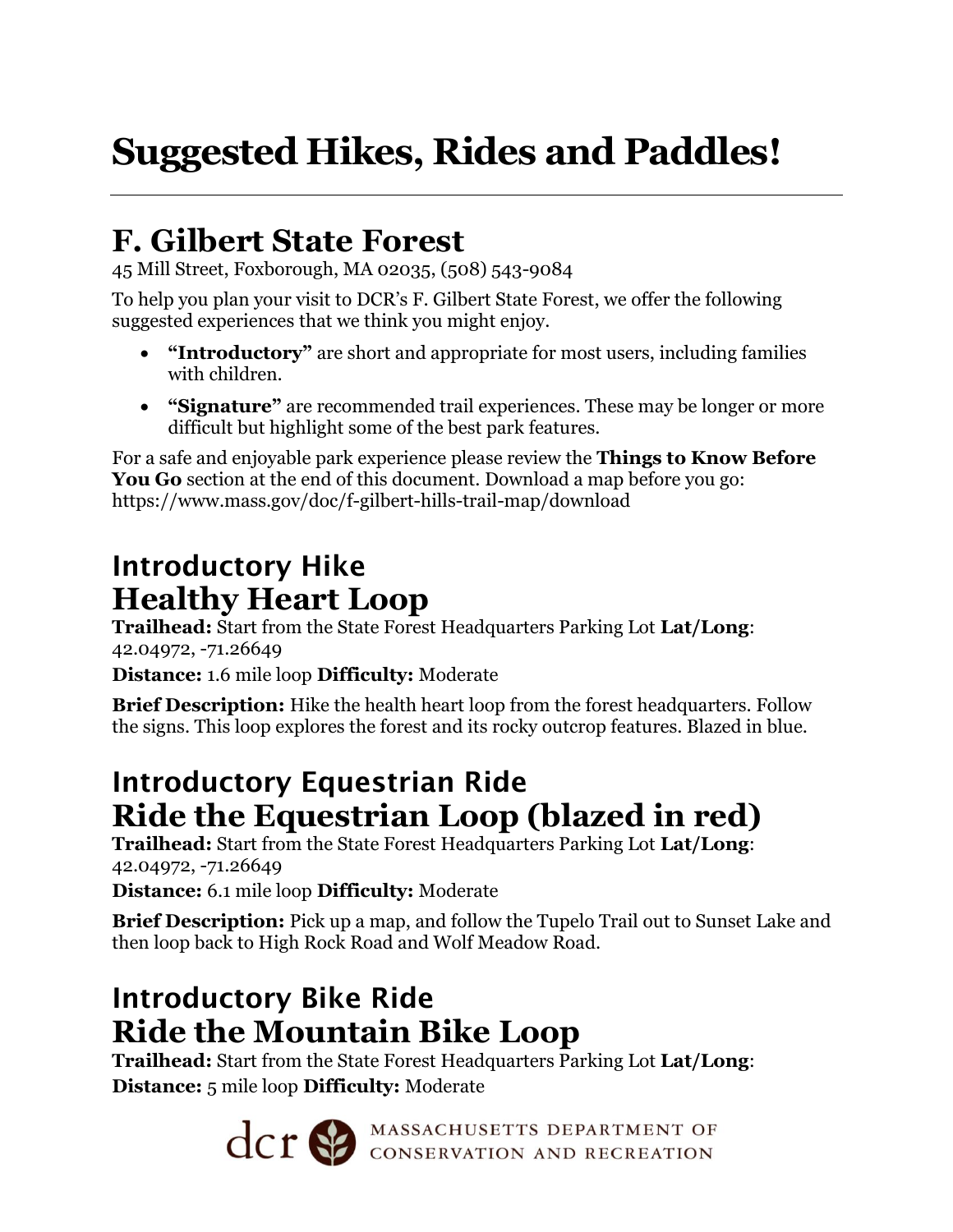# Suggested Hikes, Rides and Paddles!

## F. Gilbert State Forest

45 Mill Street, Foxborough, MA 02035, (508) 543-9084

To help you plan your visit to DCR's F. Gilbert State Forest, we offer the following suggested experiences that we think you might enjoy.

- **"Introductory"** are short and appropriate for most users, including families with children.
- **"Signature"** are recommended trail experiences. These may be longer or more difficult but highlight some of the best park features.

For a safe and enjoyable park experience please review the **Things to Know Before You Go** section at the end of this document. Download a map before you go: https://www.mass.gov/doc/f-gilbert-hills-trail-map/download

### Introductory Hike
### Healthy Heart Loop

**Trailhead:** Start from the State Forest Headquarters Parking Lot **Lat/Long**: 42.04972, -71.26649

**Distance:** 1.6 mile loop **Difficulty:** Moderate

**Brief Description:** Hike the health heart loop from the forest headquarters. Follow the signs. This loop explores the forest and its rocky outcrop features. Blazed in blue.

### Introductory Equestrian Ride
### Ride the Equestrian Loop (blazed in red)

**Trailhead:** Start from the State Forest Headquarters Parking Lot **Lat/Long**: 42.04972, -71.26649

**Distance:** 6.1 mile loop **Difficulty:** Moderate

**Brief Description:** Pick up a map, and follow the Tupelo Trail out to Sunset Lake and then loop back to High Rock Road and Wolf Meadow Road.

### Introductory Bike Ride
### Ride the Mountain Bike Loop

**Trailhead:** Start from the State Forest Headquarters Parking Lot **Lat/Long**:

**Distance:** 5 mile loop **Difficulty:** Moderate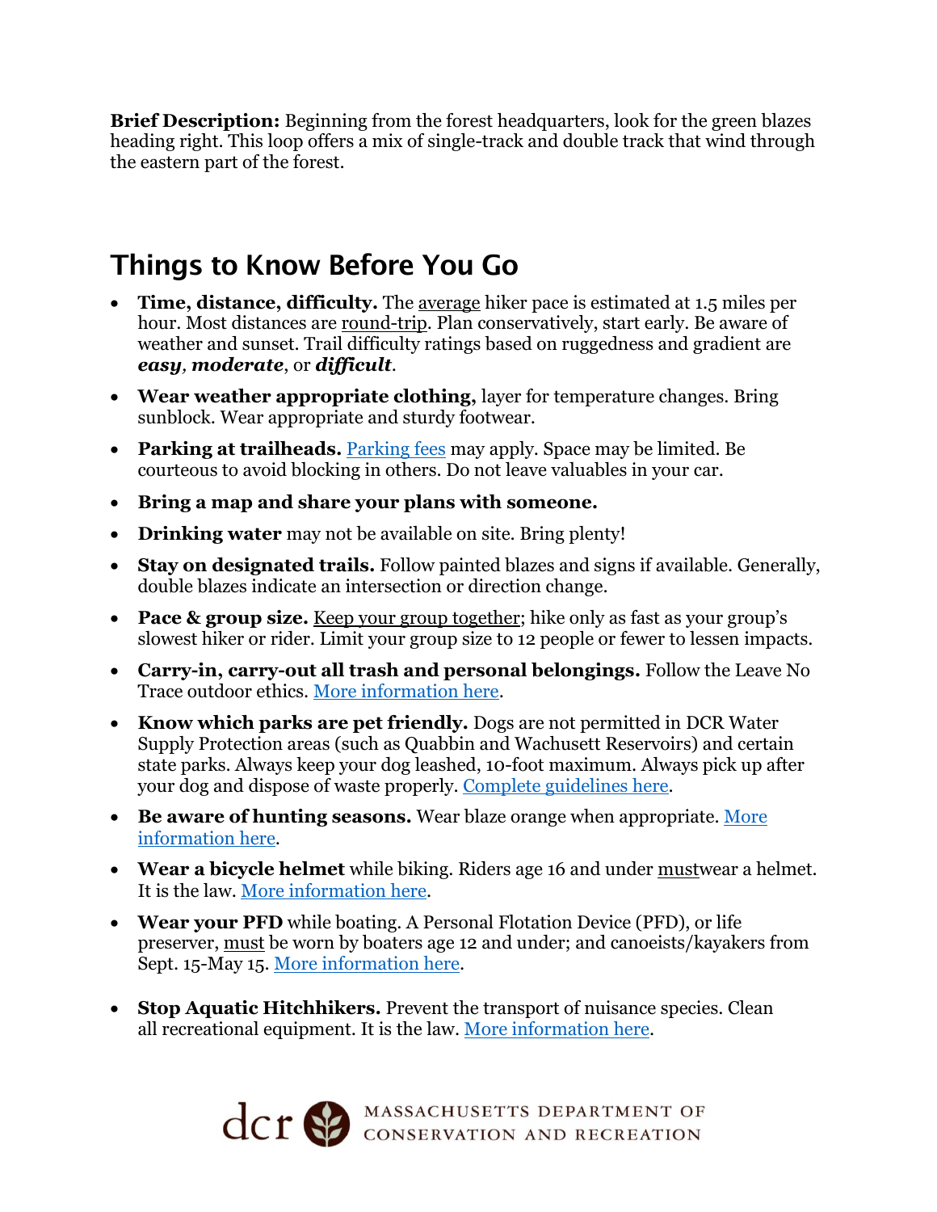**Brief Description:** Beginning from the forest headquarters, look for the green blazes heading right. This loop offers a mix of single-track and double track that wind through the eastern part of the forest.

## Things to Know Before You Go

- **Time, distance, difficulty.** The average hiker pace is estimated at 1.5 miles per hour. Most distances are round-trip. Plan conservatively, start early. Be aware of weather and sunset. Trail difficulty ratings based on ruggedness and gradient are ***easy***, ***moderate***, or ***difficult***.
- **Wear weather appropriate clothing,** layer for temperature changes. Bring sunblock. Wear appropriate and sturdy footwear.
- **Parking at trailheads.** Parking fees may apply. Space may be limited. Be courteous to avoid blocking in others. Do not leave valuables in your car.
- **Bring a map and share your plans with someone.**
- **Drinking water** may not be available on site. Bring plenty!
- **Stay on designated trails.** Follow painted blazes and signs if available. Generally, double blazes indicate an intersection or direction change.
- **Pace & group size.** Keep your group together; hike only as fast as your group's slowest hiker or rider. Limit your group size to 12 people or fewer to lessen impacts.
- **Carry-in, carry-out all trash and personal belongings.** Follow the Leave No Trace outdoor ethics. More information here.
- **Know which parks are pet friendly.** Dogs are not permitted in DCR Water Supply Protection areas (such as Quabbin and Wachusett Reservoirs) and certain state parks. Always keep your dog leashed, 10-foot maximum. Always pick up after your dog and dispose of waste properly. Complete guidelines here.
- **Be aware of hunting seasons.** Wear blaze orange when appropriate. More information here.
- **Wear a bicycle helmet** while biking. Riders age 16 and under mustwear a helmet. It is the law. More information here.
- **Wear your PFD** while boating. A Personal Flotation Device (PFD), or life preserver, must be worn by boaters age 12 and under; and canoeists/kayakers from Sept. 15-May 15. More information here.
- **Stop Aquatic Hitchhikers.** Prevent the transport of nuisance species. Clean all recreational equipment. It is the law. More information here.

dcr MASSACHUSETTS DEPARTMENT OF CONSERVATION AND RECREATION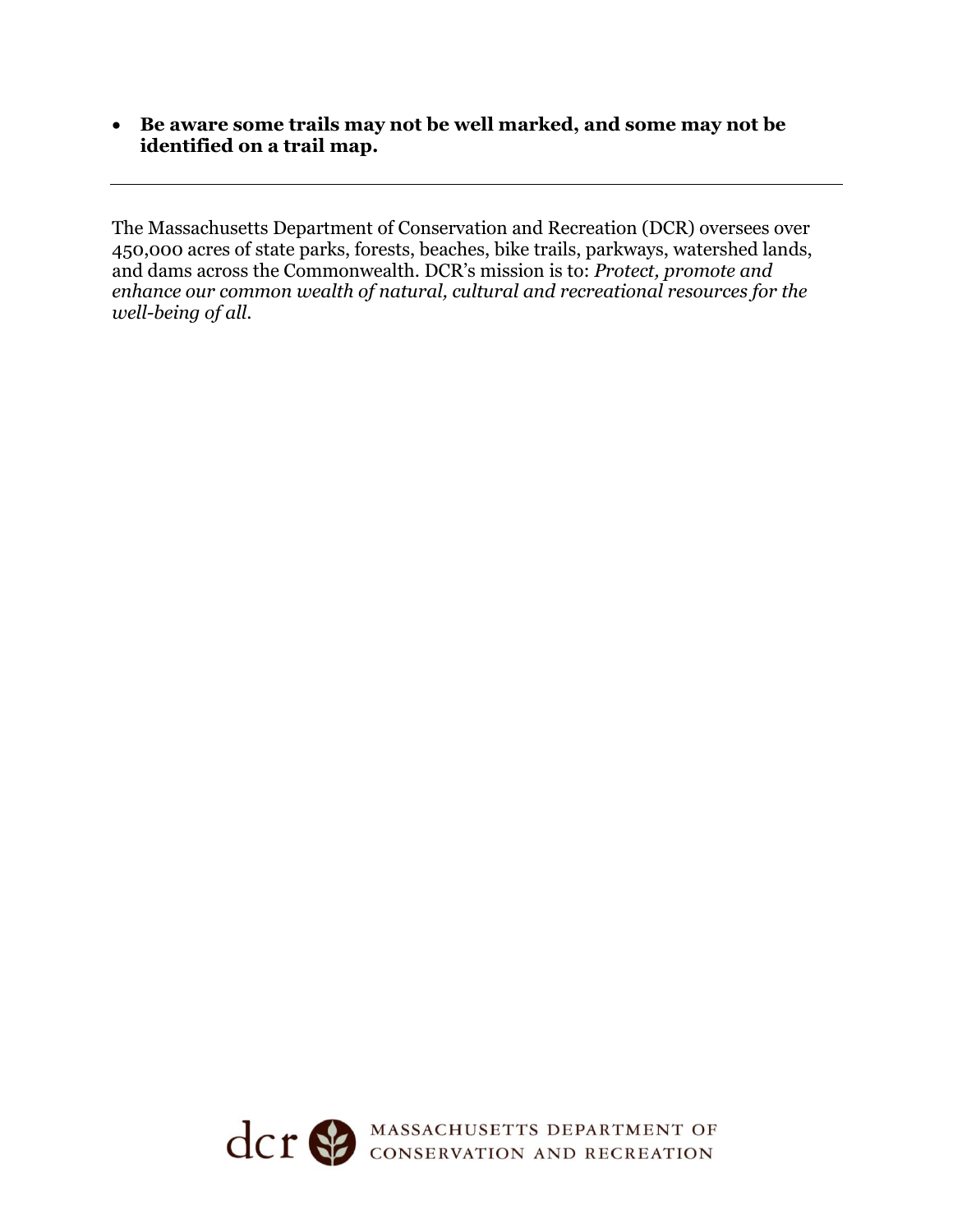- **Be aware some trails may not be well marked, and some may not be identified on a trail map.**

---

The Massachusetts Department of Conservation and Recreation (DCR) oversees over 450,000 acres of state parks, forests, beaches, bike trails, parkways, watershed lands, and dams across the Commonwealth. DCR's mission is to: *Protect, promote and enhance our common wealth of natural, cultural and recreational resources for the well-being of all.*

dcr MASSACHUSETTS DEPARTMENT OF CONSERVATION AND RECREATION